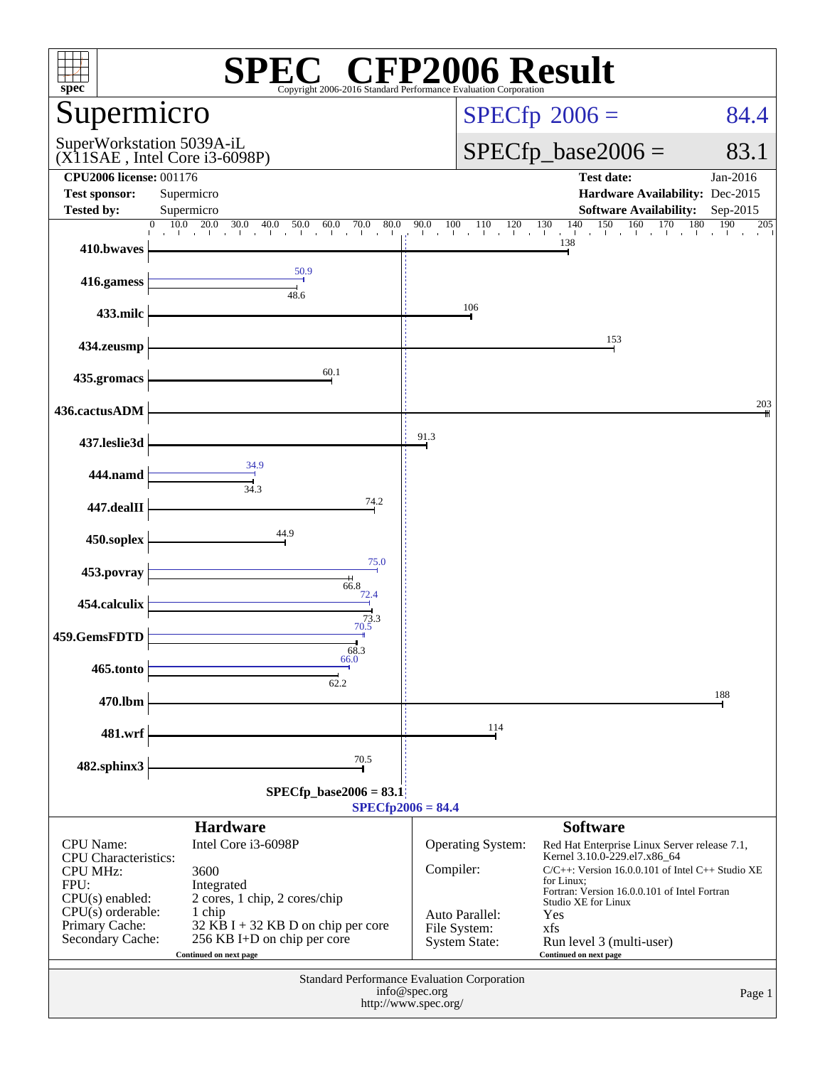# SPEC CFP2006 Result

Copyright 2006-2016 Standard Performance Evaluation Corporation

## Supermicro

SuperWorkstation 5039A-iL
(X11SAE , Intel Core i3-6098P)

SPECfp 2006 = 84.4

SPECfp_base2006 = 83.1

| | | | |
|---|---|---|---|
| **CPU2006 license:** | 001176 | **Test date:** | Jan-2016 |
| **Test sponsor:** | Supermicro | **Hardware Availability:** | Dec-2015 |
| **Tested by:** | Supermicro | **Software Availability:** | Sep-2015 |

| Benchmark | Peak | Base |
|---|---|---|
| 410.bwaves | | 138 |
| 416.gamess | 50.9 | 48.6 |
| 433.milc | | 106 |
| 434.zeusmp | | 153 |
| 435.gromacs | | 60.1 |
| 436.cactusADM | | 203 |
| 437.leslie3d | | 91.3 |
| 444.namd | 34.9 | 34.3 |
| 447.dealII | | 74.2 |
| 450.soplex | | 44.9 |
| 453.povray | 75.0 | 66.8 |
| 454.calculix | 72.4 | 73.3 |
| 459.GemsFDTD | 70.5 | 68.3 |
| 465.tonto | 66.0 | 62.2 |
| 470.lbm | | 188 |
| 481.wrf | | 114 |
| 482.sphinx3 | | 70.5 |

SPECfp_base2006 = 83.1

SPECfp2006 = 84.4

### Hardware

| | |
|---|---|
| CPU Name: | Intel Core i3-6098P |
| CPU Characteristics: | |
| CPU MHz: | 3600 |
| FPU: | Integrated |
| CPU(s) enabled: | 2 cores, 1 chip, 2 cores/chip |
| CPU(s) orderable: | 1 chip |
| Primary Cache: | 32 KB I + 32 KB D on chip per core |
| Secondary Cache: | 256 KB I+D on chip per core |

Continued on next page

### Software

| | |
|---|---|
| Operating System: | Red Hat Enterprise Linux Server release 7.1, Kernel 3.10.0-229.el7.x86_64 |
| Compiler: | C/C++: Version 16.0.0.101 of Intel C++ Studio XE for Linux; Fortran: Version 16.0.0.101 of Intel Fortran Studio XE for Linux |
| Auto Parallel: | Yes |
| File System: | xfs |
| System State: | Run level 3 (multi-user) |

Continued on next page

Standard Performance Evaluation Corporation
info@spec.org
http://www.spec.org/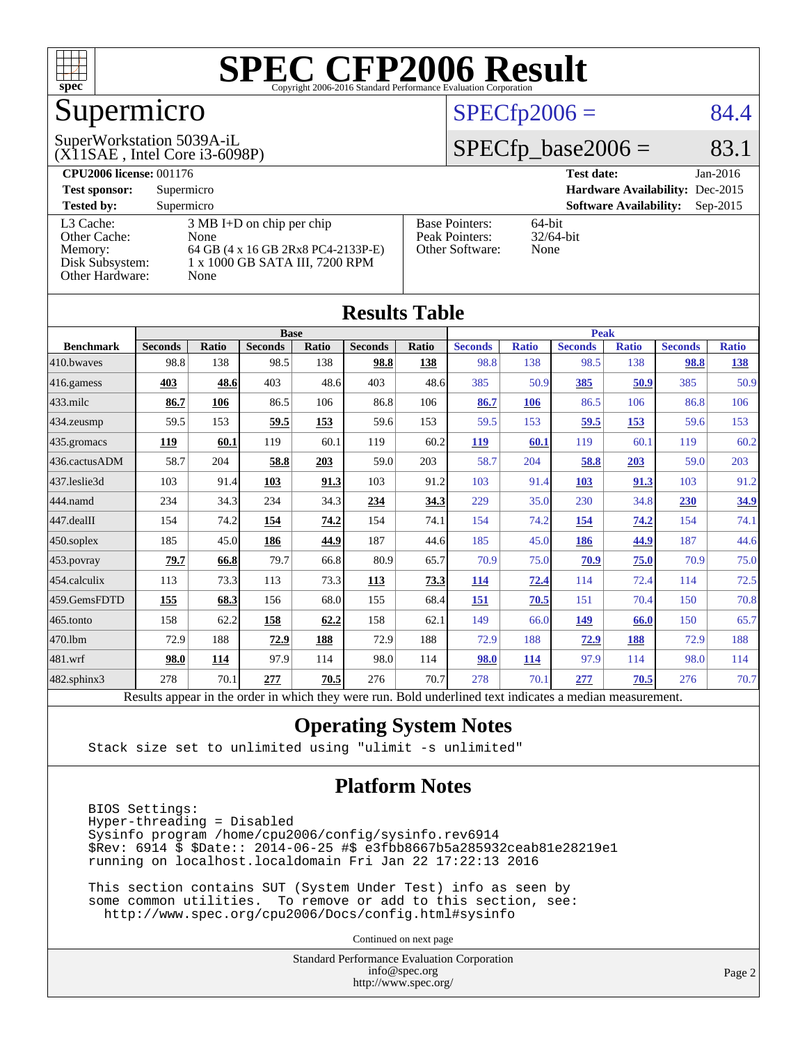# SPEC CFP2006 Result

Copyright 2006-2016 Standard Performance Evaluation Corporation

## Supermicro

SuperWorkstation 5039A-iL
(X11SAE , Intel Core i3-6098P)

SPECfp2006 = 84.4

SPECfp_base2006 = 83.1

| | | | |
|---|---|---|---|
| **CPU2006 license:** 001176 | | **Test date:** | Jan-2016 |
| **Test sponsor:** | Supermicro | **Hardware Availability:** | Dec-2015 |
| **Tested by:** | Supermicro | **Software Availability:** | Sep-2015 |

| | | | |
|---|---|---|---|
| L3 Cache: | 3 MB I+D on chip per chip | Base Pointers: | 64-bit |
| Other Cache: | None | Peak Pointers: | 32/64-bit |
| Memory: | 64 GB (4 x 16 GB 2Rx8 PC4-2133P-E) | Other Software: | None |
| Disk Subsystem: | 1 x 1000 GB SATA III, 7200 RPM | | |
| Other Hardware: | None | | |

## Results Table

| | Base | | | | | | Peak | | | | | |
|---|---|---|---|---|---|---|---|---|---|---|---|---|
| **Benchmark** | **Seconds** | **Ratio** | **Seconds** | **Ratio** | **Seconds** | **Ratio** | **Seconds** | **Ratio** | **Seconds** | **Ratio** | **Seconds** | **Ratio** |
| 410.bwaves | 98.8 | 138 | 98.5 | 138 | **98.8** | **138** | 98.8 | 138 | 98.5 | 138 | **98.8** | **138** |
| 416.gamess | **403** | **48.6** | 403 | 48.6 | 403 | 48.6 | 385 | 50.9 | **385** | **50.9** | 385 | 50.9 |
| 433.milc | **86.7** | **106** | 86.5 | 106 | 86.8 | 106 | **86.7** | **106** | 86.5 | 106 | 86.8 | 106 |
| 434.zeusmp | 59.5 | 153 | **59.5** | **153** | 59.6 | 153 | 59.5 | 153 | **59.5** | **153** | 59.6 | 153 |
| 435.gromacs | **119** | **60.1** | 119 | 60.1 | 119 | 60.2 | **119** | **60.1** | 119 | 60.1 | 119 | 60.2 |
| 436.cactusADM | 58.7 | 204 | **58.8** | **203** | 59.0 | 203 | 58.7 | 204 | **58.8** | **203** | 59.0 | 203 |
| 437.leslie3d | 103 | 91.4 | **103** | **91.3** | 103 | 91.2 | 103 | 91.4 | **103** | **91.3** | 103 | 91.2 |
| 444.namd | 234 | 34.3 | 234 | 34.3 | **234** | **34.3** | 229 | 35.0 | 230 | 34.8 | **230** | **34.9** |
| 447.dealII | 154 | 74.2 | **154** | **74.2** | 154 | 74.1 | 154 | 74.2 | **154** | **74.2** | 154 | 74.1 |
| 450.soplex | 185 | 45.0 | **186** | **44.9** | 187 | 44.6 | 185 | 45.0 | **186** | **44.9** | 187 | 44.6 |
| 453.povray | **79.7** | **66.8** | 79.7 | 66.8 | 80.9 | 65.7 | 70.9 | 75.0 | **70.9** | **75.0** | 70.9 | 75.0 |
| 454.calculix | 113 | 73.3 | 113 | 73.3 | **113** | **73.3** | **114** | **72.4** | 114 | 72.4 | 114 | 72.5 |
| 459.GemsFDTD | **155** | **68.3** | 156 | 68.0 | 155 | 68.4 | **151** | **70.5** | 151 | 70.4 | 150 | 70.8 |
| 465.tonto | 158 | 62.2 | **158** | **62.2** | 158 | 62.1 | 149 | 66.0 | **149** | **66.0** | 150 | 65.7 |
| 470.lbm | 72.9 | 188 | **72.9** | **188** | 72.9 | 188 | 72.9 | 188 | **72.9** | **188** | 72.9 | 188 |
| 481.wrf | **98.0** | **114** | 97.9 | 114 | 98.0 | 114 | **98.0** | **114** | 97.9 | 114 | 98.0 | 114 |
| 482.sphinx3 | 278 | 70.1 | **277** | **70.5** | 276 | 70.7 | 278 | 70.1 | **277** | **70.5** | 276 | 70.7 |

Results appear in the order in which they were run. Bold underlined text indicates a median measurement.

## Operating System Notes

```
Stack size set to unlimited using "ulimit -s unlimited"
```

## Platform Notes

```
BIOS Settings:
Hyper-threading = Disabled
Sysinfo program /home/cpu2006/config/sysinfo.rev6914
$Rev: 6914 $ $Date:: 2014-06-25 #$ e3fbb8667b5a285932ceab81e28219e1
running on localhost.localdomain Fri Jan 22 17:22:13 2016

This section contains SUT (System Under Test) info as seen by
some common utilities.  To remove or add to this section, see:
  http://www.spec.org/cpu2006/Docs/config.html#sysinfo
```

Continued on next page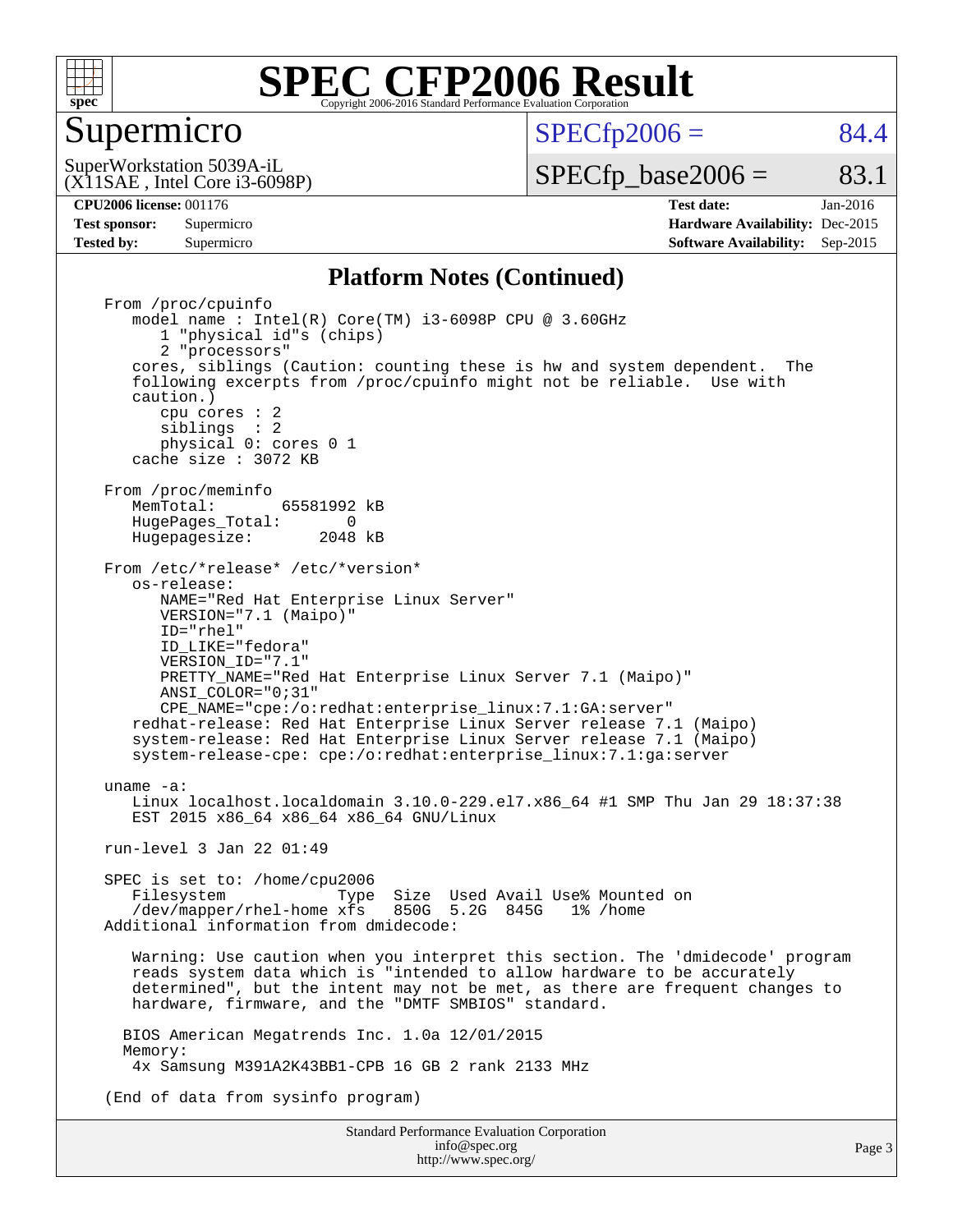# Platform Notes (Continued)

```
From /proc/cpuinfo
   model name : Intel(R) Core(TM) i3-6098P CPU @ 3.60GHz
      1 "physical id"s (chips)
      2 "processors"
   cores, siblings (Caution: counting these is hw and system dependent.  The
   following excerpts from /proc/cpuinfo might not be reliable.  Use with
   caution.)
      cpu cores : 2
      siblings  : 2
      physical 0: cores 0 1
   cache size : 3072 KB

From /proc/meminfo
   MemTotal:       65581992 kB
   HugePages_Total:       0
   Hugepagesize:       2048 kB

From /etc/*release* /etc/*version*
   os-release:
      NAME="Red Hat Enterprise Linux Server"
      VERSION="7.1 (Maipo)"
      ID="rhel"
      ID_LIKE="fedora"
      VERSION_ID="7.1"
      PRETTY_NAME="Red Hat Enterprise Linux Server 7.1 (Maipo)"
      ANSI_COLOR="0;31"
      CPE_NAME="cpe:/o:redhat:enterprise_linux:7.1:GA:server"
   redhat-release: Red Hat Enterprise Linux Server release 7.1 (Maipo)
   system-release: Red Hat Enterprise Linux Server release 7.1 (Maipo)
   system-release-cpe: cpe:/o:redhat:enterprise_linux:7.1:ga:server

uname -a:
   Linux localhost.localdomain 3.10.0-229.el7.x86_64 #1 SMP Thu Jan 29 18:37:38
   EST 2015 x86_64 x86_64 x86_64 GNU/Linux

run-level 3 Jan 22 01:49

SPEC is set to: /home/cpu2006
   Filesystem            Type  Size  Used Avail Use% Mounted on
   /dev/mapper/rhel-home xfs   850G  5.2G  845G   1% /home
Additional information from dmidecode:

   Warning: Use caution when you interpret this section. The 'dmidecode' program
   reads system data which is "intended to allow hardware to be accurately
   determined", but the intent may not be met, as there are frequent changes to
   hardware, firmware, and the "DMTF SMBIOS" standard.

  BIOS American Megatrends Inc. 1.0a 12/01/2015
  Memory:
   4x Samsung M391A2K43BB1-CPB 16 GB 2 rank 2133 MHz

(End of data from sysinfo program)
```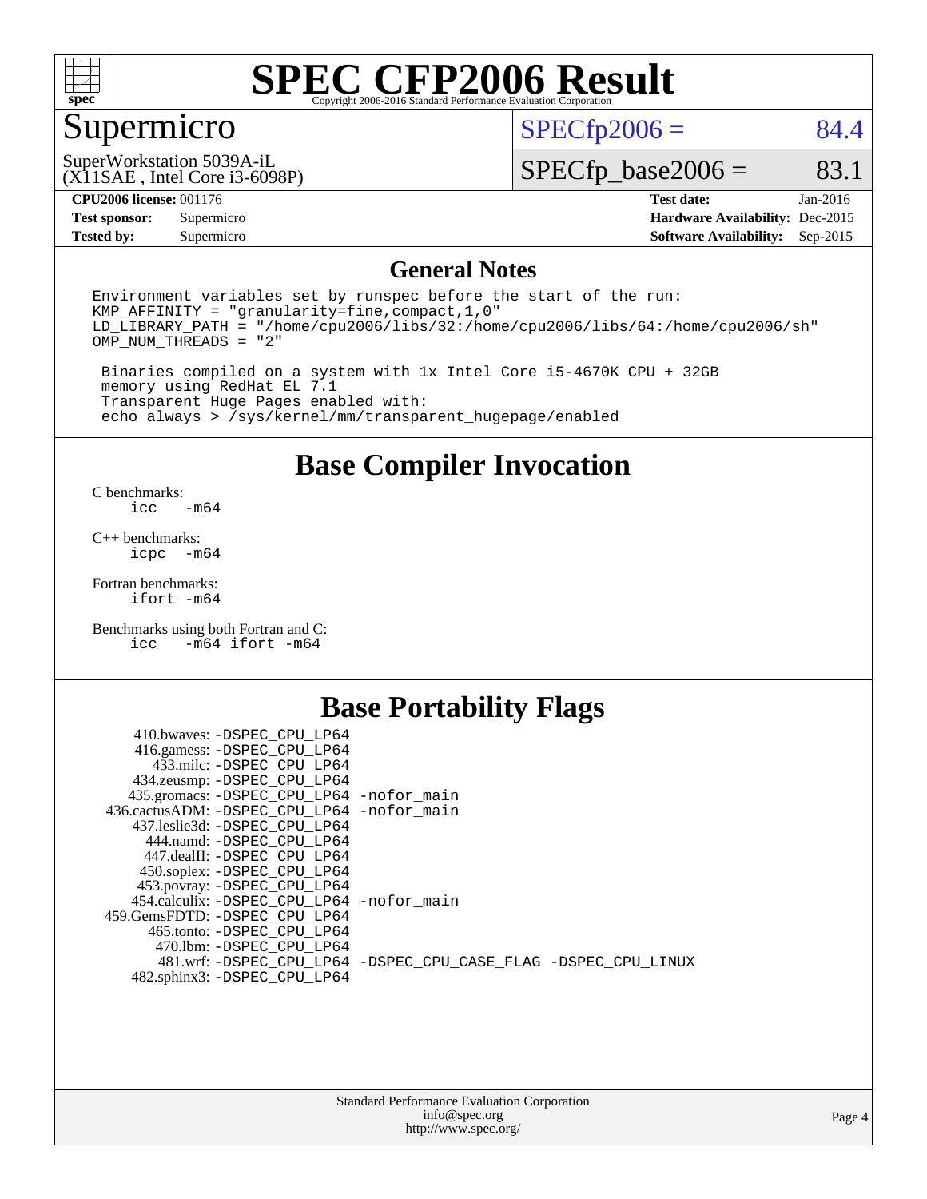# SPEC CFP2006 Result

Copyright 2006-2016 Standard Performance Evaluation Corporation

## Supermicro

SuperWorkstation 5039A-iL
(X11SAE , Intel Core i3-6098P)

SPECfp2006 = 84.4

SPECfp_base2006 = 83.1

| | | | |
|---|---|---|---|
| **CPU2006 license:** 001176 | | **Test date:** | Jan-2016 |
| **Test sponsor:** | Supermicro | **Hardware Availability:** | Dec-2015 |
| **Tested by:** | Supermicro | **Software Availability:** | Sep-2015 |

## General Notes

```
Environment variables set by runspec before the start of the run:
KMP_AFFINITY = "granularity=fine,compact,1,0"
LD_LIBRARY_PATH = "/home/cpu2006/libs/32:/home/cpu2006/libs/64:/home/cpu2006/sh"
OMP_NUM_THREADS = "2"

 Binaries compiled on a system with 1x Intel Core i5-4670K CPU + 32GB
 memory using RedHat EL 7.1
 Transparent Huge Pages enabled with:
 echo always > /sys/kernel/mm/transparent_hugepage/enabled
```

## Base Compiler Invocation

C benchmarks:
```
icc   -m64
```

C++ benchmarks:
```
icpc  -m64
```

Fortran benchmarks:
```
ifort -m64
```

Benchmarks using both Fortran and C:
```
icc   -m64 ifort -m64
```

## Base Portability Flags

| | |
|---|---|
| 410.bwaves: | -DSPEC_CPU_LP64 |
| 416.gamess: | -DSPEC_CPU_LP64 |
| 433.milc: | -DSPEC_CPU_LP64 |
| 434.zeusmp: | -DSPEC_CPU_LP64 |
| 435.gromacs: | -DSPEC_CPU_LP64 -nofor_main |
| 436.cactusADM: | -DSPEC_CPU_LP64 -nofor_main |
| 437.leslie3d: | -DSPEC_CPU_LP64 |
| 444.namd: | -DSPEC_CPU_LP64 |
| 447.dealII: | -DSPEC_CPU_LP64 |
| 450.soplex: | -DSPEC_CPU_LP64 |
| 453.povray: | -DSPEC_CPU_LP64 |
| 454.calculix: | -DSPEC_CPU_LP64 -nofor_main |
| 459.GemsFDTD: | -DSPEC_CPU_LP64 |
| 465.tonto: | -DSPEC_CPU_LP64 |
| 470.lbm: | -DSPEC_CPU_LP64 |
| 481.wrf: | -DSPEC_CPU_LP64 -DSPEC_CPU_CASE_FLAG -DSPEC_CPU_LINUX |
| 482.sphinx3: | -DSPEC_CPU_LP64 |

Standard Performance Evaluation Corporation
info@spec.org
http://www.spec.org/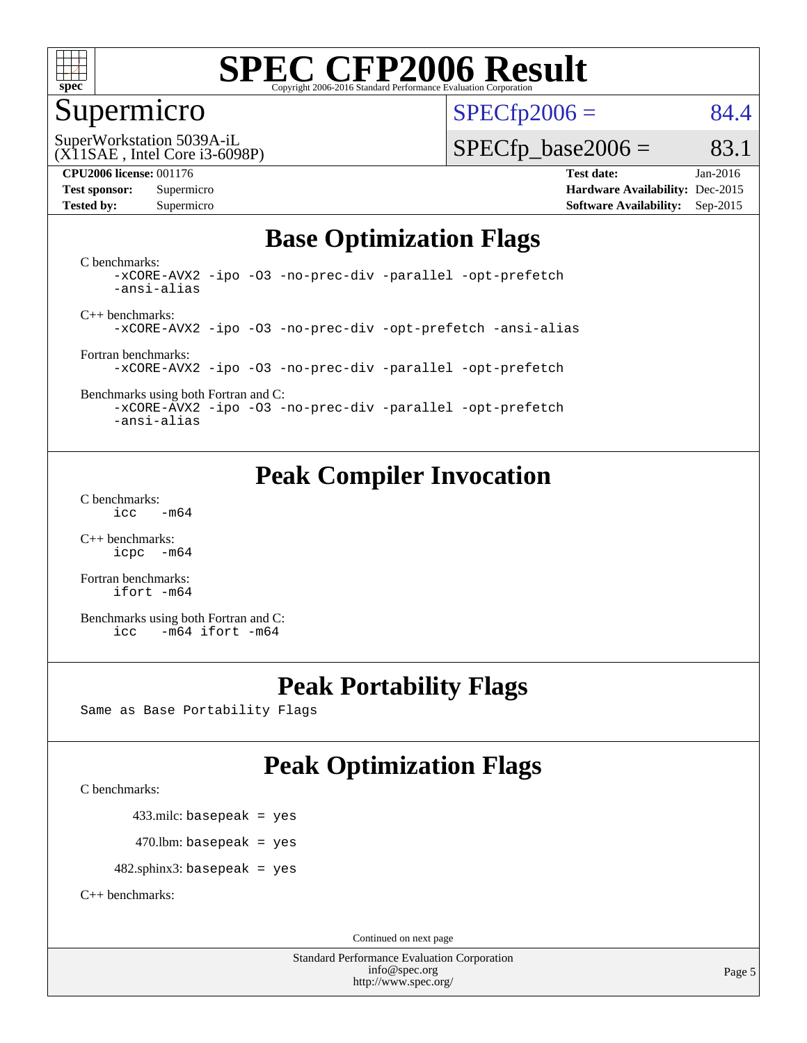# SPEC CFP2006 Result

Copyright 2006-2016 Standard Performance Evaluation Corporation

## Supermicro

SuperWorkstation 5039A-iL
(X11SAE , Intel Core i3-6098P)

SPECfp2006 = 84.4

SPECfp_base2006 = 83.1

**CPU2006 license:** 001176
**Test sponsor:** Supermicro
**Tested by:** Supermicro

**Test date:** Jan-2016
**Hardware Availability:** Dec-2015
**Software Availability:** Sep-2015

## Base Optimization Flags

C benchmarks:
```
-xCORE-AVX2 -ipo -O3 -no-prec-div -parallel -opt-prefetch
-ansi-alias
```

C++ benchmarks:
```
-xCORE-AVX2 -ipo -O3 -no-prec-div -opt-prefetch -ansi-alias
```

Fortran benchmarks:
```
-xCORE-AVX2 -ipo -O3 -no-prec-div -parallel -opt-prefetch
```

Benchmarks using both Fortran and C:
```
-xCORE-AVX2 -ipo -O3 -no-prec-div -parallel -opt-prefetch
-ansi-alias
```

## Peak Compiler Invocation

C benchmarks:
```
icc  -m64
```

C++ benchmarks:
```
icpc  -m64
```

Fortran benchmarks:
```
ifort -m64
```

Benchmarks using both Fortran and C:
```
icc  -m64 ifort -m64
```

## Peak Portability Flags

Same as Base Portability Flags

## Peak Optimization Flags

C benchmarks:

433.milc: basepeak = yes

470.lbm: basepeak = yes

482.sphinx3: basepeak = yes

C++ benchmarks:

Continued on next page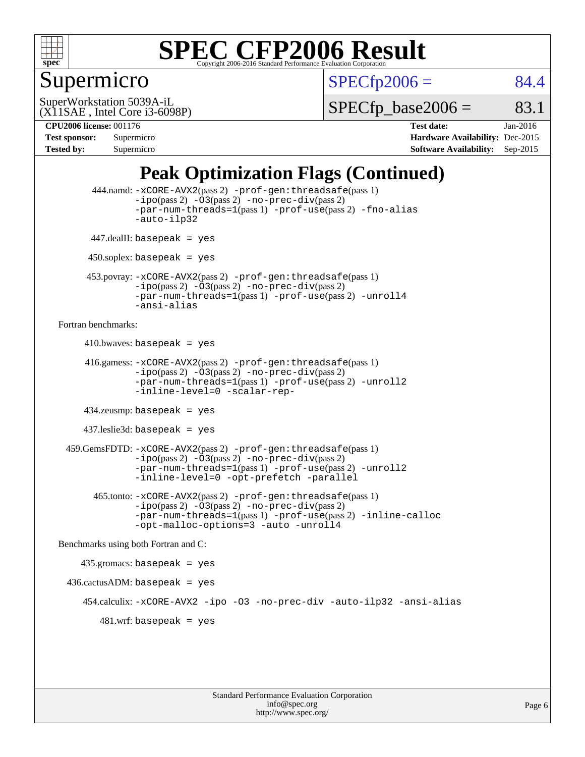# SPEC CFP2006 Result

Copyright 2006-2016 Standard Performance Evaluation Corporation

## Supermicro

SuperWorkstation 5039A-iL
(X11SAE , Intel Core i3-6098P)

SPECfp2006 = 84.4

SPECfp_base2006 = 83.1

**CPU2006 license:** 001176 **Test date:** Jan-2016
**Test sponsor:** Supermicro **Hardware Availability:** Dec-2015
**Tested by:** Supermicro **Software Availability:** Sep-2015

## Peak Optimization Flags (Continued)

444.namd: -xCORE-AVX2(pass 2) -prof-gen:threadsafe(pass 1) -ipo(pass 2) -O3(pass 2) -no-prec-div(pass 2) -par-num-threads=1(pass 1) -prof-use(pass 2) -fno-alias -auto-ilp32

447.dealII: basepeak = yes

450.soplex: basepeak = yes

453.povray: -xCORE-AVX2(pass 2) -prof-gen:threadsafe(pass 1) -ipo(pass 2) -O3(pass 2) -no-prec-div(pass 2) -par-num-threads=1(pass 1) -prof-use(pass 2) -unroll4 -ansi-alias

Fortran benchmarks:

410.bwaves: basepeak = yes

416.gamess: -xCORE-AVX2(pass 2) -prof-gen:threadsafe(pass 1) -ipo(pass 2) -O3(pass 2) -no-prec-div(pass 2) -par-num-threads=1(pass 1) -prof-use(pass 2) -unroll2 -inline-level=0 -scalar-rep-

434.zeusmp: basepeak = yes

437.leslie3d: basepeak = yes

459.GemsFDTD: -xCORE-AVX2(pass 2) -prof-gen:threadsafe(pass 1) -ipo(pass 2) -O3(pass 2) -no-prec-div(pass 2) -par-num-threads=1(pass 1) -prof-use(pass 2) -unroll2 -inline-level=0 -opt-prefetch -parallel

465.tonto: -xCORE-AVX2(pass 2) -prof-gen:threadsafe(pass 1) -ipo(pass 2) -O3(pass 2) -no-prec-div(pass 2) -par-num-threads=1(pass 1) -prof-use(pass 2) -inline-calloc -opt-malloc-options=3 -auto -unroll4

Benchmarks using both Fortran and C:

435.gromacs: basepeak = yes

436.cactusADM: basepeak = yes

454.calculix: -xCORE-AVX2 -ipo -O3 -no-prec-div -auto-ilp32 -ansi-alias

481.wrf: basepeak = yes

Standard Performance Evaluation Corporation
info@spec.org
http://www.spec.org/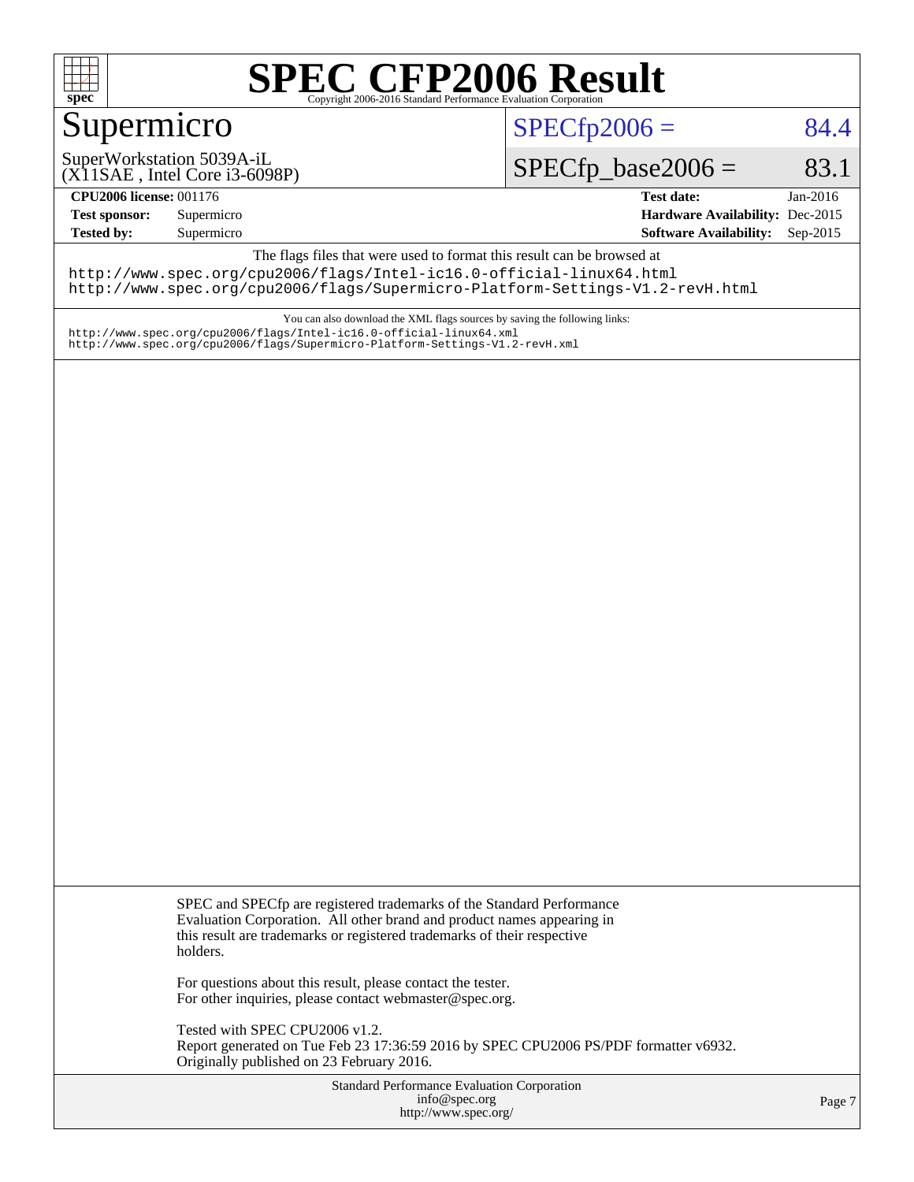# SPEC CFP2006 Result

Copyright 2006-2016 Standard Performance Evaluation Corporation

## Supermicro

SuperWorkstation 5039A-iL
(X11SAE , Intel Core i3-6098P)

$SPECfp2006 =$ 84.4

$SPECfp\_base2006 =$ 83.1

| | | | |
|---|---|---|---|
| **CPU2006 license:** 001176 | | **Test date:** | Jan-2016 |
| **Test sponsor:** | Supermicro | **Hardware Availability:** | Dec-2015 |
| **Tested by:** | Supermicro | **Software Availability:** | Sep-2015 |

The flags files that were used to format this result can be browsed at
http://www.spec.org/cpu2006/flags/Intel-ic16.0-official-linux64.html
http://www.spec.org/cpu2006/flags/Supermicro-Platform-Settings-V1.2-revH.html

You can also download the XML flags sources by saving the following links:
http://www.spec.org/cpu2006/flags/Intel-ic16.0-official-linux64.xml
http://www.spec.org/cpu2006/flags/Supermicro-Platform-Settings-V1.2-revH.xml

SPEC and SPECfp are registered trademarks of the Standard Performance Evaluation Corporation. All other brand and product names appearing in this result are trademarks or registered trademarks of their respective holders.

For questions about this result, please contact the tester.
For other inquiries, please contact webmaster@spec.org.

Tested with SPEC CPU2006 v1.2.
Report generated on Tue Feb 23 17:36:59 2016 by SPEC CPU2006 PS/PDF formatter v6932.
Originally published on 23 February 2016.